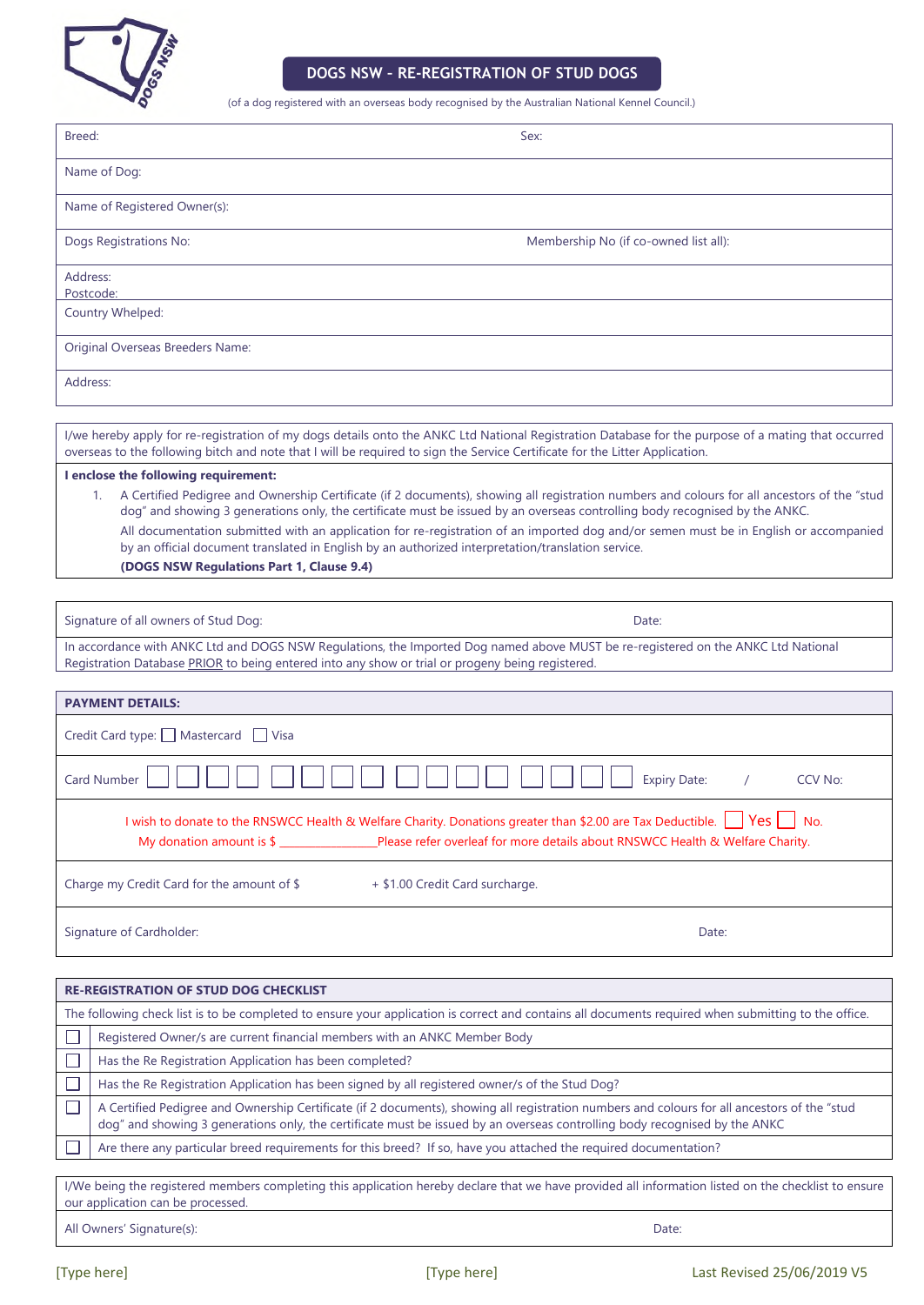# DOGS NSW - RE-REGISTRATION OF STUD DOGS

(of a dog registered with an overseas body recognised by the Australian National Kennel Council.)

| Breed: | Sex: |
|---|---|
| Name of Dog: | |
| Name of Registered Owner(s): | |
| Dogs Registrations No: | Membership No (if co-owned list all): |
| Address: Postcode: | |
| Country Whelped: | |
| Original Overseas Breeders Name: | |
| Address: | |

I/we hereby apply for re-registration of my dogs details onto the ANKC Ltd National Registration Database for the purpose of a mating that occurred overseas to the following bitch and note that I will be required to sign the Service Certificate for the Litter Application.

**I enclose the following requirement:**

1. A Certified Pedigree and Ownership Certificate (if 2 documents), showing all registration numbers and colours for all ancestors of the "stud dog" and showing 3 generations only, the certificate must be issued by an overseas controlling body recognised by the ANKC.

   All documentation submitted with an application for re-registration of an imported dog and/or semen must be in English or accompanied by an official document translated in English by an authorized interpretation/translation service.

   **(DOGS NSW Regulations Part 1, Clause 9.4)**

| Signature of all owners of Stud Dog: | Date: |
|---|---|

In accordance with ANKC Ltd and DOGS NSW Regulations, the Imported Dog named above MUST be re-registered on the ANKC Ltd National Registration Database PRIOR to being entered into any show or trial or progeny being registered.

## PAYMENT DETAILS:

Credit Card type: ☐ Mastercard ☐ Visa

Card Number ☐☐☐☐ ☐☐☐☐ ☐☐☐☐ ☐☐☐☐ Expiry Date: / CCV No:

I wish to donate to the RNSWCC Health & Welfare Charity. Donations greater than $2.00 are Tax Deductible. ☐ Yes ☐ No.
My donation amount is $ _______________ Please refer overleaf for more details about RNSWCC Health & Welfare Charity.

Charge my Credit Card for the amount of $ + $1.00 Credit Card surcharge.

| Signature of Cardholder: | Date: |
|---|---|

## RE-REGISTRATION OF STUD DOG CHECKLIST

The following check list is to be completed to ensure your application is correct and contains all documents required when submitting to the office.

| | |
|---|---|
| ☐ | Registered Owner/s are current financial members with an ANKC Member Body |
| ☐ | Has the Re Registration Application has been completed? |
| ☐ | Has the Re Registration Application has been signed by all registered owner/s of the Stud Dog? |
| ☐ | A Certified Pedigree and Ownership Certificate (if 2 documents), showing all registration numbers and colours for all ancestors of the "stud dog" and showing 3 generations only, the certificate must be issued by an overseas controlling body recognised by the ANKC |
| ☐ | Are there any particular breed requirements for this breed? If so, have you attached the required documentation? |

I/We being the registered members completing this application hereby declare that we have provided all information listed on the checklist to ensure our application can be processed.

| All Owners' Signature(s): | Date: |
|---|---|

Last Revised 25/06/2019 V5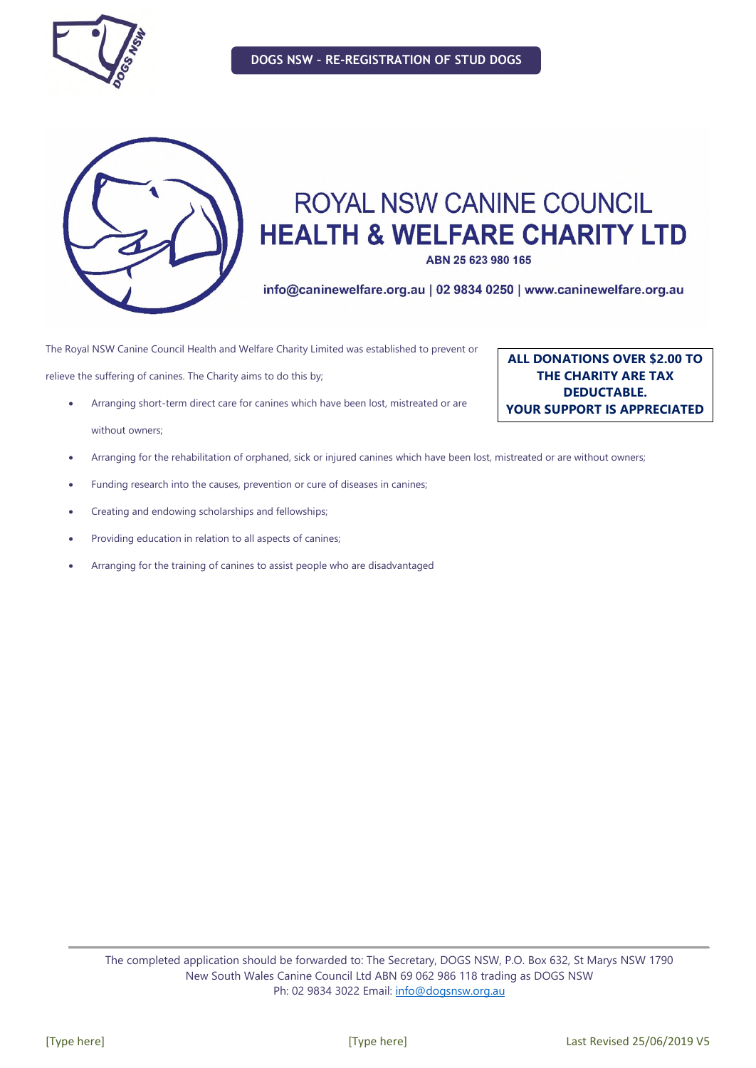# DOGS NSW – RE-REGISTRATION OF STUD DOGS

## ROYAL NSW CANINE COUNCIL HEALTH & WELFARE CHARITY LTD

**ABN 25 623 980 165**

**info@caninewelfare.org.au | 02 9834 0250 | www.caninewelfare.org.au**

**ALL DONATIONS OVER $2.00 TO THE CHARITY ARE TAX DEDUCTABLE. YOUR SUPPORT IS APPRECIATED**

The Royal NSW Canine Council Health and Welfare Charity Limited was established to prevent or relieve the suffering of canines. The Charity aims to do this by;

- Arranging short-term direct care for canines which have been lost, mistreated or are without owners;
- Arranging for the rehabilitation of orphaned, sick or injured canines which have been lost, mistreated or are without owners;
- Funding research into the causes, prevention or cure of diseases in canines;
- Creating and endowing scholarships and fellowships;
- Providing education in relation to all aspects of canines;
- Arranging for the training of canines to assist people who are disadvantaged

The completed application should be forwarded to: The Secretary, DOGS NSW, P.O. Box 632, St Marys NSW 1790
New South Wales Canine Council Ltd ABN 69 062 986 118 trading as DOGS NSW
Ph: 02 9834 3022 Email: info@dogsnsw.org.au

Last Revised 25/06/2019 V5